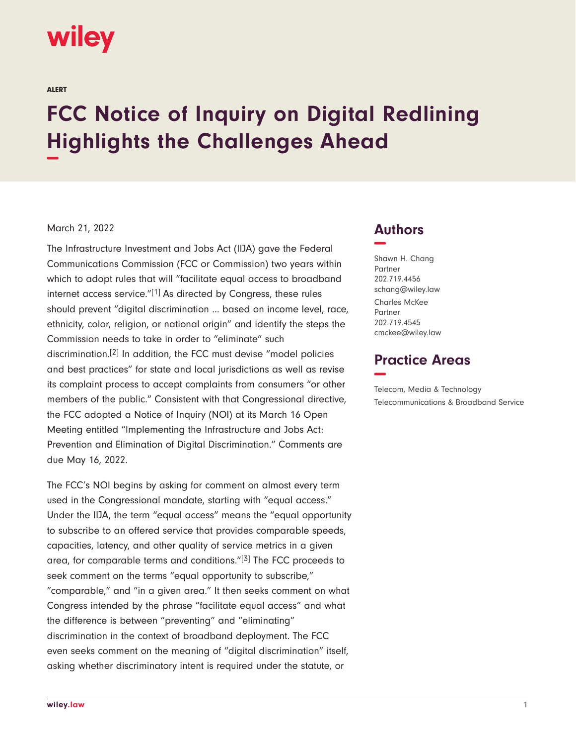ALERT

# FCC Notice of Inquiry on Digital Redlining Highlights the Challenges Ahead

March 21, 2022

The Infrastructure Investment and Jobs Act (IIJA) gave the Federal Communications Commission (FCC or Commission) two years within which to adopt rules that will "facilitate equal access to broadband internet access service."[1] As directed by Congress, these rules should prevent "digital discrimination … based on income level, race, ethnicity, color, religion, or national origin" and identify the steps the Commission needs to take in order to "eliminate" such discrimination.[2] In addition, the FCC must devise "model policies and best practices" for state and local jurisdictions as well as revise its complaint process to accept complaints from consumers "or other members of the public." Consistent with that Congressional directive, the FCC adopted a Notice of Inquiry (NOI) at its March 16 Open Meeting entitled "Implementing the Infrastructure and Jobs Act: Prevention and Elimination of Digital Discrimination." Comments are due May 16, 2022.

The FCC's NOI begins by asking for comment on almost every term used in the Congressional mandate, starting with "equal access." Under the IIJA, the term "equal access" means the "equal opportunity to subscribe to an offered service that provides comparable speeds, capacities, latency, and other quality of service metrics in a given area, for comparable terms and conditions."[3] The FCC proceeds to seek comment on the terms "equal opportunity to subscribe," "comparable," and "in a given area." It then seeks comment on what Congress intended by the phrase "facilitate equal access" and what the difference is between "preventing" and "eliminating" discrimination in the context of broadband deployment. The FCC even seeks comment on the meaning of "digital discrimination" itself, asking whether discriminatory intent is required under the statute, or

## Authors

Shawn H. Chang
Partner
202.719.4456
schang@wiley.law

Charles McKee
Partner
202.719.4545
cmckee@wiley.law

## Practice Areas

Telecom, Media & Technology
Telecommunications & Broadband Service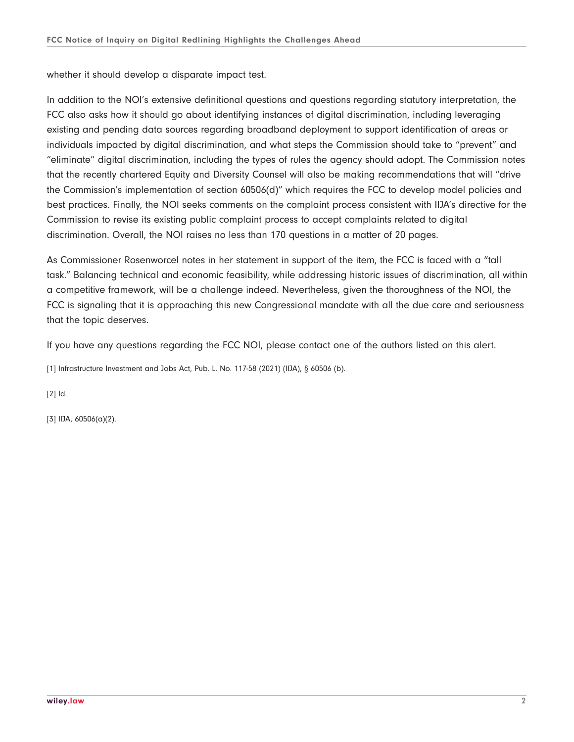whether it should develop a disparate impact test.

In addition to the NOI's extensive definitional questions and questions regarding statutory interpretation, the FCC also asks how it should go about identifying instances of digital discrimination, including leveraging existing and pending data sources regarding broadband deployment to support identification of areas or individuals impacted by digital discrimination, and what steps the Commission should take to "prevent" and "eliminate" digital discrimination, including the types of rules the agency should adopt. The Commission notes that the recently chartered Equity and Diversity Counsel will also be making recommendations that will "drive the Commission's implementation of section 60506(d)" which requires the FCC to develop model policies and best practices. Finally, the NOI seeks comments on the complaint process consistent with IIJA's directive for the Commission to revise its existing public complaint process to accept complaints related to digital discrimination. Overall, the NOI raises no less than 170 questions in a matter of 20 pages.

As Commissioner Rosenworcel notes in her statement in support of the item, the FCC is faced with a "tall task." Balancing technical and economic feasibility, while addressing historic issues of discrimination, all within a competitive framework, will be a challenge indeed. Nevertheless, given the thoroughness of the NOI, the FCC is signaling that it is approaching this new Congressional mandate with all the due care and seriousness that the topic deserves.

If you have any questions regarding the FCC NOI, please contact one of the authors listed on this alert.

[1] Infrastructure Investment and Jobs Act, Pub. L. No. 117-58 (2021) (IIJA), § 60506 (b).

[2] Id.

[3] IIJA, 60506(a)(2).